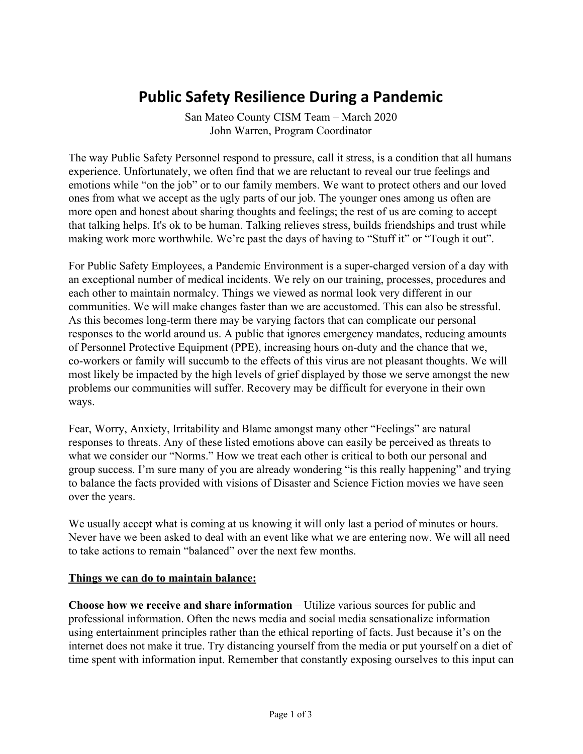# Public Safety Resilience During a Pandemic

San Mateo County CISM Team – March 2020
John Warren, Program Coordinator

The way Public Safety Personnel respond to pressure, call it stress, is a condition that all humans experience. Unfortunately, we often find that we are reluctant to reveal our true feelings and emotions while "on the job" or to our family members. We want to protect others and our loved ones from what we accept as the ugly parts of our job. The younger ones among us often are more open and honest about sharing thoughts and feelings; the rest of us are coming to accept that talking helps. It's ok to be human. Talking relieves stress, builds friendships and trust while making work more worthwhile. We're past the days of having to "Stuff it" or "Tough it out".

For Public Safety Employees, a Pandemic Environment is a super-charged version of a day with an exceptional number of medical incidents. We rely on our training, processes, procedures and each other to maintain normalcy. Things we viewed as normal look very different in our communities. We will make changes faster than we are accustomed. This can also be stressful. As this becomes long-term there may be varying factors that can complicate our personal responses to the world around us. A public that ignores emergency mandates, reducing amounts of Personnel Protective Equipment (PPE), increasing hours on-duty and the chance that we, co-workers or family will succumb to the effects of this virus are not pleasant thoughts. We will most likely be impacted by the high levels of grief displayed by those we serve amongst the new problems our communities will suffer. Recovery may be difficult for everyone in their own ways.

Fear, Worry, Anxiety, Irritability and Blame amongst many other "Feelings" are natural responses to threats. Any of these listed emotions above can easily be perceived as threats to what we consider our "Norms." How we treat each other is critical to both our personal and group success. I'm sure many of you are already wondering "is this really happening" and trying to balance the facts provided with visions of Disaster and Science Fiction movies we have seen over the years.

We usually accept what is coming at us knowing it will only last a period of minutes or hours. Never have we been asked to deal with an event like what we are entering now. We will all need to take actions to remain "balanced" over the next few months.

**Things we can do to maintain balance:**

**Choose how we receive and share information** – Utilize various sources for public and professional information. Often the news media and social media sensationalize information using entertainment principles rather than the ethical reporting of facts. Just because it's on the internet does not make it true. Try distancing yourself from the media or put yourself on a diet of time spent with information input. Remember that constantly exposing ourselves to this input can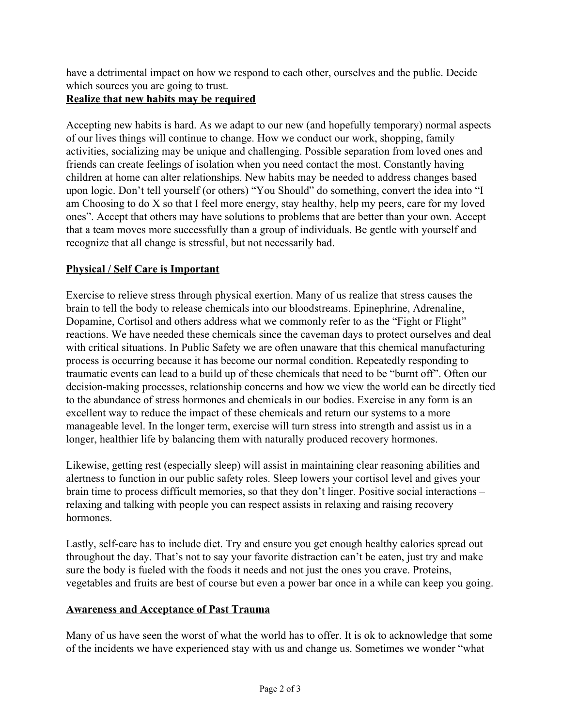have a detrimental impact on how we respond to each other, ourselves and the public. Decide which sources you are going to trust.

**<u>Realize that new habits may be required</u>**

Accepting new habits is hard. As we adapt to our new (and hopefully temporary) normal aspects of our lives things will continue to change. How we conduct our work, shopping, family activities, socializing may be unique and challenging. Possible separation from loved ones and friends can create feelings of isolation when you need contact the most. Constantly having children at home can alter relationships. New habits may be needed to address changes based upon logic. Don't tell yourself (or others) "You Should" do something, convert the idea into "I am Choosing to do X so that I feel more energy, stay healthy, help my peers, care for my loved ones". Accept that others may have solutions to problems that are better than your own. Accept that a team moves more successfully than a group of individuals. Be gentle with yourself and recognize that all change is stressful, but not necessarily bad.

**<u>Physical / Self Care is Important</u>**

Exercise to relieve stress through physical exertion. Many of us realize that stress causes the brain to tell the body to release chemicals into our bloodstreams. Epinephrine, Adrenaline, Dopamine, Cortisol and others address what we commonly refer to as the "Fight or Flight" reactions. We have needed these chemicals since the caveman days to protect ourselves and deal with critical situations. In Public Safety we are often unaware that this chemical manufacturing process is occurring because it has become our normal condition. Repeatedly responding to traumatic events can lead to a build up of these chemicals that need to be "burnt off". Often our decision-making processes, relationship concerns and how we view the world can be directly tied to the abundance of stress hormones and chemicals in our bodies. Exercise in any form is an excellent way to reduce the impact of these chemicals and return our systems to a more manageable level. In the longer term, exercise will turn stress into strength and assist us in a longer, healthier life by balancing them with naturally produced recovery hormones.

Likewise, getting rest (especially sleep) will assist in maintaining clear reasoning abilities and alertness to function in our public safety roles. Sleep lowers your cortisol level and gives your brain time to process difficult memories, so that they don't linger. Positive social interactions – relaxing and talking with people you can respect assists in relaxing and raising recovery hormones.

Lastly, self-care has to include diet. Try and ensure you get enough healthy calories spread out throughout the day. That's not to say your favorite distraction can't be eaten, just try and make sure the body is fueled with the foods it needs and not just the ones you crave. Proteins, vegetables and fruits are best of course but even a power bar once in a while can keep you going.

**<u>Awareness and Acceptance of Past Trauma</u>**

Many of us have seen the worst of what the world has to offer. It is ok to acknowledge that some of the incidents we have experienced stay with us and change us. Sometimes we wonder "what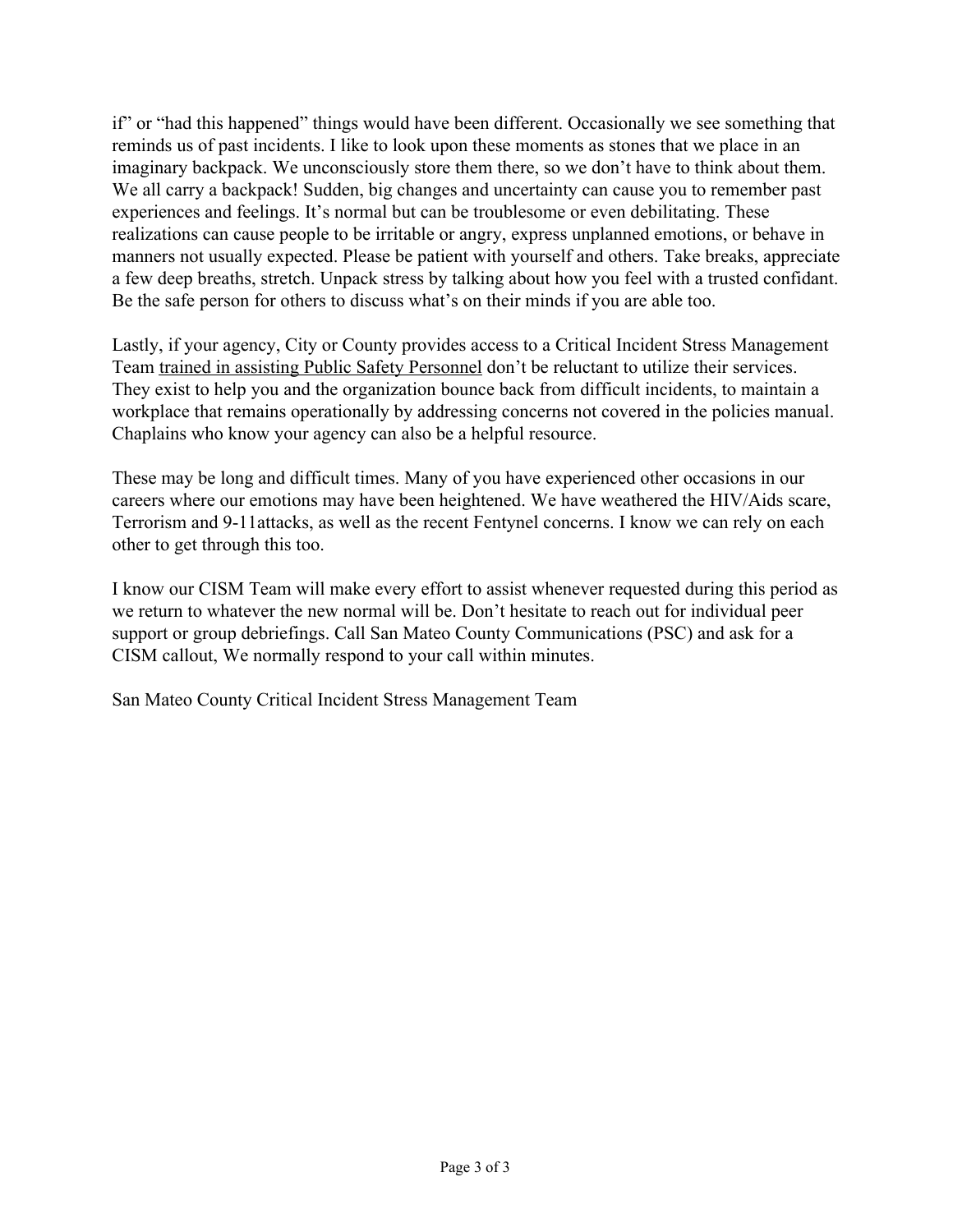if" or "had this happened" things would have been different. Occasionally we see something that reminds us of past incidents. I like to look upon these moments as stones that we place in an imaginary backpack. We unconsciously store them there, so we don't have to think about them. We all carry a backpack! Sudden, big changes and uncertainty can cause you to remember past experiences and feelings. It's normal but can be troublesome or even debilitating. These realizations can cause people to be irritable or angry, express unplanned emotions, or behave in manners not usually expected. Please be patient with yourself and others. Take breaks, appreciate a few deep breaths, stretch. Unpack stress by talking about how you feel with a trusted confidant. Be the safe person for others to discuss what's on their minds if you are able too.

Lastly, if your agency, City or County provides access to a Critical Incident Stress Management Team trained in assisting Public Safety Personnel don't be reluctant to utilize their services. They exist to help you and the organization bounce back from difficult incidents, to maintain a workplace that remains operationally by addressing concerns not covered in the policies manual. Chaplains who know your agency can also be a helpful resource.

These may be long and difficult times. Many of you have experienced other occasions in our careers where our emotions may have been heightened. We have weathered the HIV/Aids scare, Terrorism and 9-11attacks, as well as the recent Fentynel concerns. I know we can rely on each other to get through this too.

I know our CISM Team will make every effort to assist whenever requested during this period as we return to whatever the new normal will be. Don't hesitate to reach out for individual peer support or group debriefings. Call San Mateo County Communications (PSC) and ask for a CISM callout, We normally respond to your call within minutes.

San Mateo County Critical Incident Stress Management Team